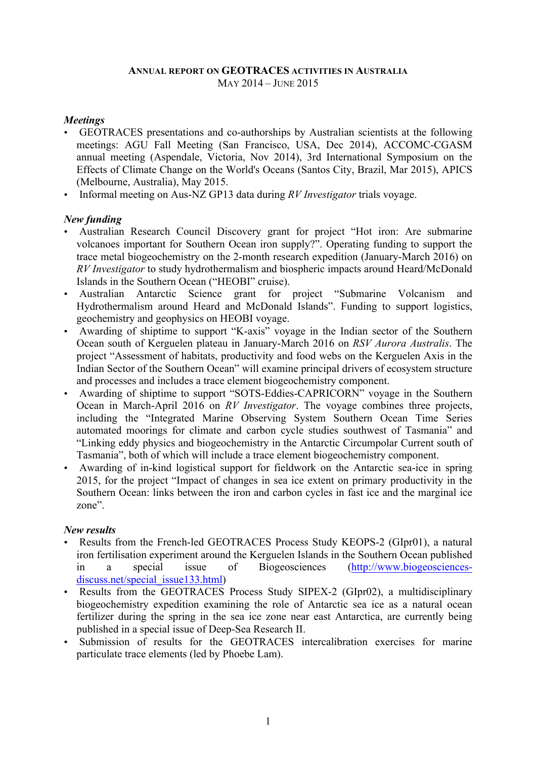# ANNUAL REPORT ON GEOTRACES ACTIVITIES IN AUSTRALIA

MAY 2014 – JUNE 2015

### *Meetings*

- GEOTRACES presentations and co-authorships by Australian scientists at the following meetings: AGU Fall Meeting (San Francisco, USA, Dec 2014), ACCOMC-CGASM annual meeting (Aspendale, Victoria, Nov 2014), 3rd International Symposium on the Effects of Climate Change on the World's Oceans (Santos City, Brazil, Mar 2015), APICS (Melbourne, Australia), May 2015.
- Informal meeting on Aus-NZ GP13 data during *RV Investigator* trials voyage.

### *New funding*

- Australian Research Council Discovery grant for project "Hot iron: Are submarine volcanoes important for Southern Ocean iron supply?". Operating funding to support the trace metal biogeochemistry on the 2-month research expedition (January-March 2016) on *RV Investigator* to study hydrothermalism and biospheric impacts around Heard/McDonald Islands in the Southern Ocean ("HEOBI" cruise).
- Australian Antarctic Science grant for project "Submarine Volcanism and Hydrothermalism around Heard and McDonald Islands". Funding to support logistics, geochemistry and geophysics on HEOBI voyage.
- Awarding of shiptime to support "K-axis" voyage in the Indian sector of the Southern Ocean south of Kerguelen plateau in January-March 2016 on *RSV Aurora Australis*. The project "Assessment of habitats, productivity and food webs on the Kerguelen Axis in the Indian Sector of the Southern Ocean" will examine principal drivers of ecosystem structure and processes and includes a trace element biogeochemistry component.
- Awarding of shiptime to support "SOTS-Eddies-CAPRICORN" voyage in the Southern Ocean in March-April 2016 on *RV Investigator*. The voyage combines three projects, including the "Integrated Marine Observing System Southern Ocean Time Series automated moorings for climate and carbon cycle studies southwest of Tasmania" and "Linking eddy physics and biogeochemistry in the Antarctic Circumpolar Current south of Tasmania", both of which will include a trace element biogeochemistry component.
- Awarding of in-kind logistical support for fieldwork on the Antarctic sea-ice in spring 2015, for the project "Impact of changes in sea ice extent on primary productivity in the Southern Ocean: links between the iron and carbon cycles in fast ice and the marginal ice zone".

### *New results*

- Results from the French-led GEOTRACES Process Study KEOPS-2 (GIpr01), a natural iron fertilisation experiment around the Kerguelen Islands in the Southern Ocean published in a special issue of Biogeosciences (http://www.biogeosciences-discuss.net/special_issue133.html)
- Results from the GEOTRACES Process Study SIPEX-2 (GIpr02), a multidisciplinary biogeochemistry expedition examining the role of Antarctic sea ice as a natural ocean fertilizer during the spring in the sea ice zone near east Antarctica, are currently being published in a special issue of Deep-Sea Research II.
- Submission of results for the GEOTRACES intercalibration exercises for marine particulate trace elements (led by Phoebe Lam).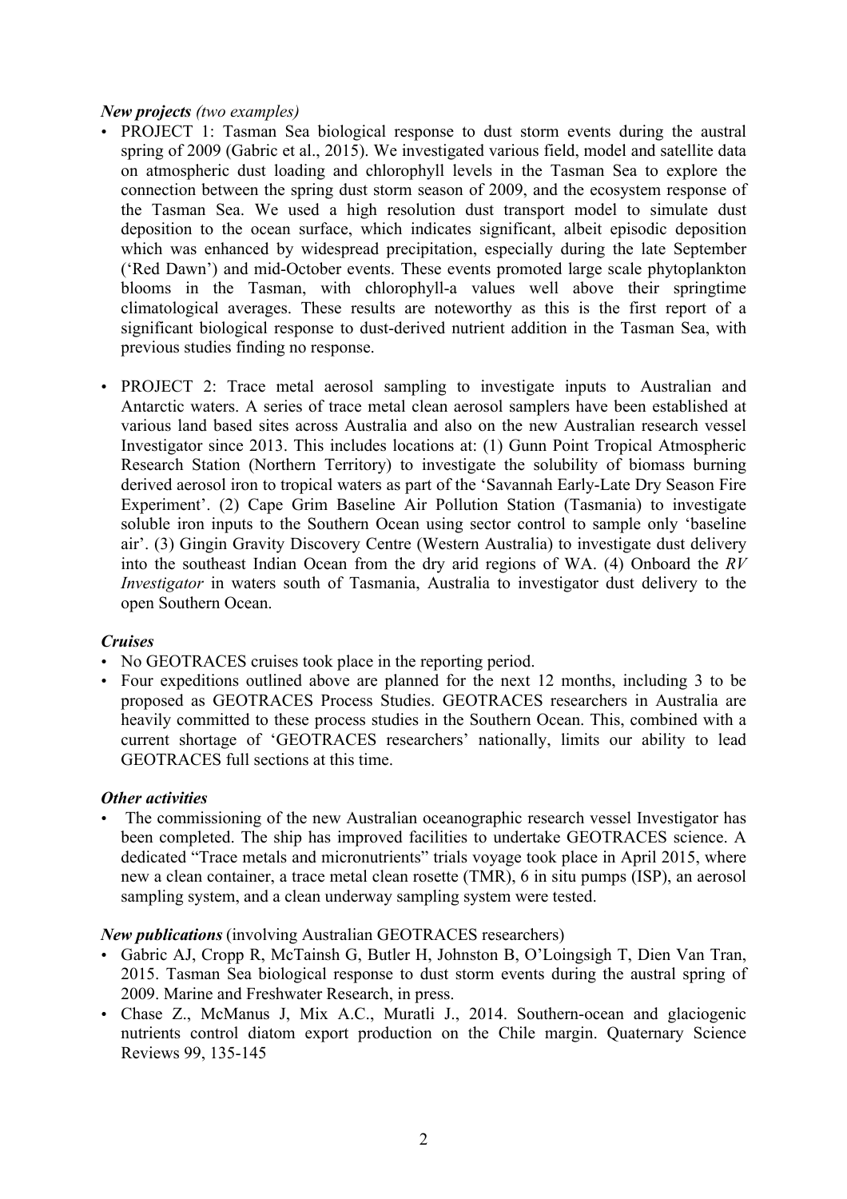***New projects*** *(two examples)*

- PROJECT 1: Tasman Sea biological response to dust storm events during the austral spring of 2009 (Gabric et al., 2015). We investigated various field, model and satellite data on atmospheric dust loading and chlorophyll levels in the Tasman Sea to explore the connection between the spring dust storm season of 2009, and the ecosystem response of the Tasman Sea. We used a high resolution dust transport model to simulate dust deposition to the ocean surface, which indicates significant, albeit episodic deposition which was enhanced by widespread precipitation, especially during the late September ('Red Dawn') and mid-October events. These events promoted large scale phytoplankton blooms in the Tasman, with chlorophyll-a values well above their springtime climatological averages. These results are noteworthy as this is the first report of a significant biological response to dust-derived nutrient addition in the Tasman Sea, with previous studies finding no response.

- PROJECT 2: Trace metal aerosol sampling to investigate inputs to Australian and Antarctic waters. A series of trace metal clean aerosol samplers have been established at various land based sites across Australia and also on the new Australian research vessel Investigator since 2013. This includes locations at: (1) Gunn Point Tropical Atmospheric Research Station (Northern Territory) to investigate the solubility of biomass burning derived aerosol iron to tropical waters as part of the 'Savannah Early-Late Dry Season Fire Experiment'. (2) Cape Grim Baseline Air Pollution Station (Tasmania) to investigate soluble iron inputs to the Southern Ocean using sector control to sample only 'baseline air'. (3) Gingin Gravity Discovery Centre (Western Australia) to investigate dust delivery into the southeast Indian Ocean from the dry arid regions of WA. (4) Onboard the *RV Investigator* in waters south of Tasmania, Australia to investigator dust delivery to the open Southern Ocean.

***Cruises***

- No GEOTRACES cruises took place in the reporting period.
- Four expeditions outlined above are planned for the next 12 months, including 3 to be proposed as GEOTRACES Process Studies. GEOTRACES researchers in Australia are heavily committed to these process studies in the Southern Ocean. This, combined with a current shortage of 'GEOTRACES researchers' nationally, limits our ability to lead GEOTRACES full sections at this time.

***Other activities***

- The commissioning of the new Australian oceanographic research vessel Investigator has been completed. The ship has improved facilities to undertake GEOTRACES science. A dedicated "Trace metals and micronutrients" trials voyage took place in April 2015, where new a clean container, a trace metal clean rosette (TMR), 6 in situ pumps (ISP), an aerosol sampling system, and a clean underway sampling system were tested.

***New publications*** (involving Australian GEOTRACES researchers)

- Gabric AJ, Cropp R, McTainsh G, Butler H, Johnston B, O'Loingsigh T, Dien Van Tran, 2015. Tasman Sea biological response to dust storm events during the austral spring of 2009. Marine and Freshwater Research, in press.
- Chase Z., McManus J, Mix A.C., Muratli J., 2014. Southern-ocean and glaciogenic nutrients control diatom export production on the Chile margin. Quaternary Science Reviews 99, 135-145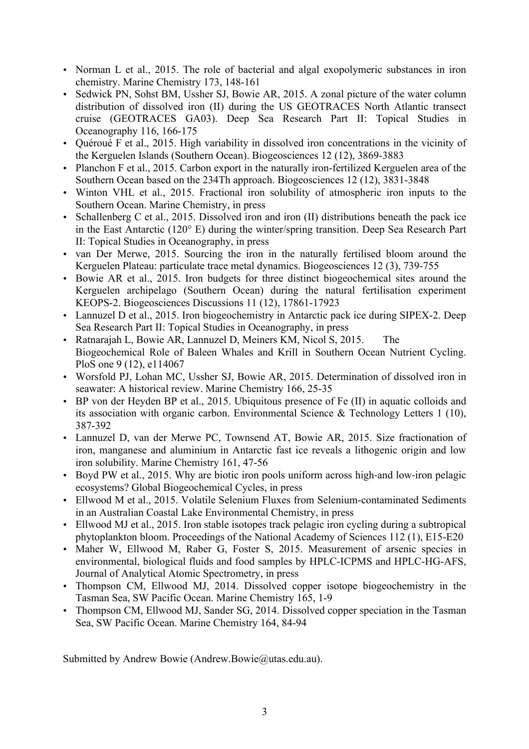- Norman L et al., 2015. The role of bacterial and algal exopolymeric substances in iron chemistry. Marine Chemistry 173, 148-161
- Sedwick PN, Sohst BM, Ussher SJ, Bowie AR, 2015. A zonal picture of the water column distribution of dissolved iron (II) during the US GEOTRACES North Atlantic transect cruise (GEOTRACES GA03). Deep Sea Research Part II: Topical Studies in Oceanography 116, 166-175
- Quéroué F et al., 2015. High variability in dissolved iron concentrations in the vicinity of the Kerguelen Islands (Southern Ocean). Biogeosciences 12 (12), 3869-3883
- Planchon F et al., 2015. Carbon export in the naturally iron-fertilized Kerguelen area of the Southern Ocean based on the 234Th approach. Biogeosciences 12 (12), 3831-3848
- Winton VHL et al., 2015. Fractional iron solubility of atmospheric iron inputs to the Southern Ocean. Marine Chemistry, in press
- Schallenberg C et al., 2015. Dissolved iron and iron (II) distributions beneath the pack ice in the East Antarctic (120° E) during the winter/spring transition. Deep Sea Research Part II: Topical Studies in Oceanography, in press
- van Der Merwe, 2015. Sourcing the iron in the naturally fertilised bloom around the Kerguelen Plateau: particulate trace metal dynamics. Biogeosciences 12 (3), 739-755
- Bowie AR et al., 2015. Iron budgets for three distinct biogeochemical sites around the Kerguelen archipelago (Southern Ocean) during the natural fertilisation experiment KEOPS-2. Biogeosciences Discussions 11 (12), 17861-17923
- Lannuzel D et al., 2015. Iron biogeochemistry in Antarctic pack ice during SIPEX-2. Deep Sea Research Part II: Topical Studies in Oceanography, in press
- Ratnarajah L, Bowie AR, Lannuzel D, Meiners KM, Nicol S, 2015. The Biogeochemical Role of Baleen Whales and Krill in Southern Ocean Nutrient Cycling. PloS one 9 (12), e114067
- Worsfold PJ, Lohan MC, Ussher SJ, Bowie AR, 2015. Determination of dissolved iron in seawater: A historical review. Marine Chemistry 166, 25-35
- BP von der Heyden BP et al., 2015. Ubiquitous presence of Fe (II) in aquatic colloids and its association with organic carbon. Environmental Science & Technology Letters 1 (10), 387-392
- Lannuzel D, van der Merwe PC, Townsend AT, Bowie AR, 2015. Size fractionation of iron, manganese and aluminium in Antarctic fast ice reveals a lithogenic origin and low iron solubility. Marine Chemistry 161, 47-56
- Boyd PW et al., 2015. Why are biotic iron pools uniform across high-and low-iron pelagic ecosystems? Global Biogeochemical Cycles, in press
- Ellwood M et al., 2015. Volatile Selenium Fluxes from Selenium-contaminated Sediments in an Australian Coastal Lake Environmental Chemistry, in press
- Ellwood MJ et al., 2015. Iron stable isotopes track pelagic iron cycling during a subtropical phytoplankton bloom. Proceedings of the National Academy of Sciences 112 (1), E15-E20
- Maher W, Ellwood M, Raber G, Foster S, 2015. Measurement of arsenic species in environmental, biological fluids and food samples by HPLC-ICPMS and HPLC-HG-AFS, Journal of Analytical Atomic Spectrometry, in press
- Thompson CM, Ellwood MJ, 2014. Dissolved copper isotope biogeochemistry in the Tasman Sea, SW Pacific Ocean. Marine Chemistry 165, 1-9
- Thompson CM, Ellwood MJ, Sander SG, 2014. Dissolved copper speciation in the Tasman Sea, SW Pacific Ocean. Marine Chemistry 164, 84-94

Submitted by Andrew Bowie (Andrew.Bowie@utas.edu.au).